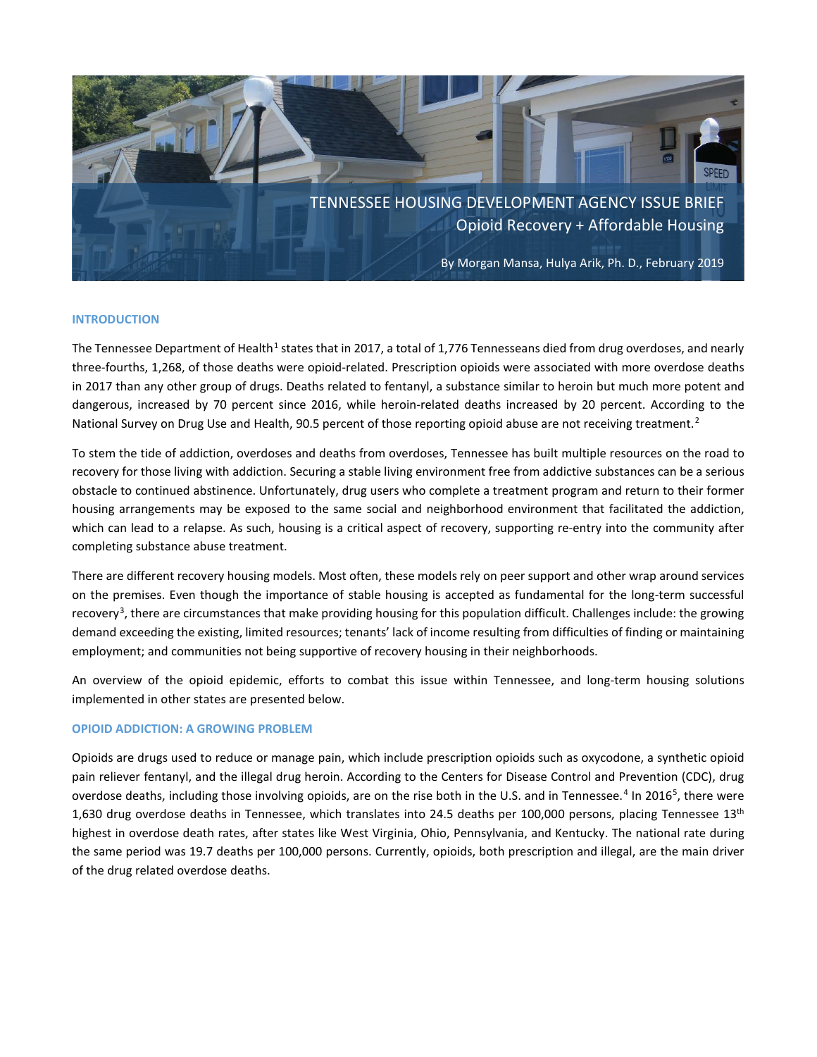# TENNESSEE HOUSING DEVELOPMENT AGENCY ISSUE BRIEF

## Opioid Recovery + Affordable Housing

By Morgan Mansa, Hulya Arik, Ph. D., February 2019

### INTRODUCTION

The Tennessee Department of Health[1] states that in 2017, a total of 1,776 Tennesseans died from drug overdoses, and nearly three-fourths, 1,268, of those deaths were opioid-related. Prescription opioids were associated with more overdose deaths in 2017 than any other group of drugs. Deaths related to fentanyl, a substance similar to heroin but much more potent and dangerous, increased by 70 percent since 2016, while heroin-related deaths increased by 20 percent. According to the National Survey on Drug Use and Health, 90.5 percent of those reporting opioid abuse are not receiving treatment.[2]

To stem the tide of addiction, overdoses and deaths from overdoses, Tennessee has built multiple resources on the road to recovery for those living with addiction. Securing a stable living environment free from addictive substances can be a serious obstacle to continued abstinence. Unfortunately, drug users who complete a treatment program and return to their former housing arrangements may be exposed to the same social and neighborhood environment that facilitated the addiction, which can lead to a relapse. As such, housing is a critical aspect of recovery, supporting re-entry into the community after completing substance abuse treatment.

There are different recovery housing models. Most often, these models rely on peer support and other wrap around services on the premises. Even though the importance of stable housing is accepted as fundamental for the long-term successful recovery[3], there are circumstances that make providing housing for this population difficult. Challenges include: the growing demand exceeding the existing, limited resources; tenants' lack of income resulting from difficulties of finding or maintaining employment; and communities not being supportive of recovery housing in their neighborhoods.

An overview of the opioid epidemic, efforts to combat this issue within Tennessee, and long-term housing solutions implemented in other states are presented below.

### OPIOID ADDICTION: A GROWING PROBLEM

Opioids are drugs used to reduce or manage pain, which include prescription opioids such as oxycodone, a synthetic opioid pain reliever fentanyl, and the illegal drug heroin. According to the Centers for Disease Control and Prevention (CDC), drug overdose deaths, including those involving opioids, are on the rise both in the U.S. and in Tennessee.[4] In 2016[5], there were 1,630 drug overdose deaths in Tennessee, which translates into 24.5 deaths per 100,000 persons, placing Tennessee 13th highest in overdose death rates, after states like West Virginia, Ohio, Pennsylvania, and Kentucky. The national rate during the same period was 19.7 deaths per 100,000 persons. Currently, opioids, both prescription and illegal, are the main driver of the drug related overdose deaths.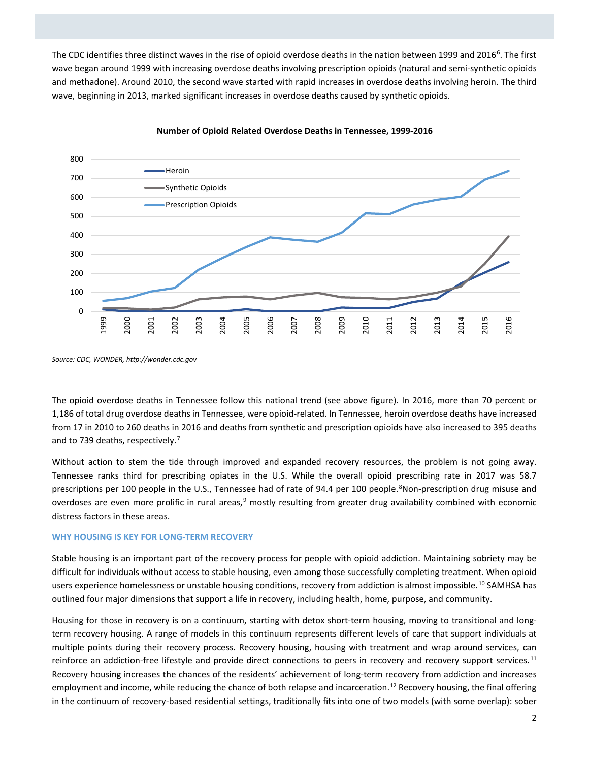The CDC identifies three distinct waves in the rise of opioid overdose deaths in the nation between 1999 and 2016[6]. The first wave began around 1999 with increasing overdose deaths involving prescription opioids (natural and semi-synthetic opioids and methadone). Around 2010, the second wave started with rapid increases in overdose deaths involving heroin. The third wave, beginning in 2013, marked significant increases in overdose deaths caused by synthetic opioids.

**Number of Opioid Related Overdose Deaths in Tennessee, 1999-2016**

800
700
600
500
400
300
200
100
0

Heroin
Synthetic Opioids
Prescription Opioids

1999 2000 2001 2002 2003 2004 2005 2006 2007 2008 2009 2010 2011 2012 2013 2014 2015 2016

*Source: CDC, WONDER, http://wonder.cdc.gov*

The opioid overdose deaths in Tennessee follow this national trend (see above figure). In 2016, more than 70 percent or 1,186 of total drug overdose deaths in Tennessee, were opioid-related. In Tennessee, heroin overdose deaths have increased from 17 in 2010 to 260 deaths in 2016 and deaths from synthetic and prescription opioids have also increased to 395 deaths and to 739 deaths, respectively.[7]

Without action to stem the tide through improved and expanded recovery resources, the problem is not going away. Tennessee ranks third for prescribing opiates in the U.S. While the overall opioid prescribing rate in 2017 was 58.7 prescriptions per 100 people in the U.S., Tennessee had of rate of 94.4 per 100 people.[8]Non-prescription drug misuse and overdoses are even more prolific in rural areas,[9] mostly resulting from greater drug availability combined with economic distress factors in these areas.

### WHY HOUSING IS KEY FOR LONG-TERM RECOVERY

Stable housing is an important part of the recovery process for people with opioid addiction. Maintaining sobriety may be difficult for individuals without access to stable housing, even among those successfully completing treatment. When opioid users experience homelessness or unstable housing conditions, recovery from addiction is almost impossible.[10] SAMHSA has outlined four major dimensions that support a life in recovery, including health, home, purpose, and community.

Housing for those in recovery is on a continuum, starting with detox short-term housing, moving to transitional and long-term recovery housing. A range of models in this continuum represents different levels of care that support individuals at multiple points during their recovery process. Recovery housing, housing with treatment and wrap around services, can reinforce an addiction-free lifestyle and provide direct connections to peers in recovery and recovery support services.[11] Recovery housing increases the chances of the residents' achievement of long-term recovery from addiction and increases employment and income, while reducing the chance of both relapse and incarceration.[12] Recovery housing, the final offering in the continuum of recovery-based residential settings, traditionally fits into one of two models (with some overlap): sober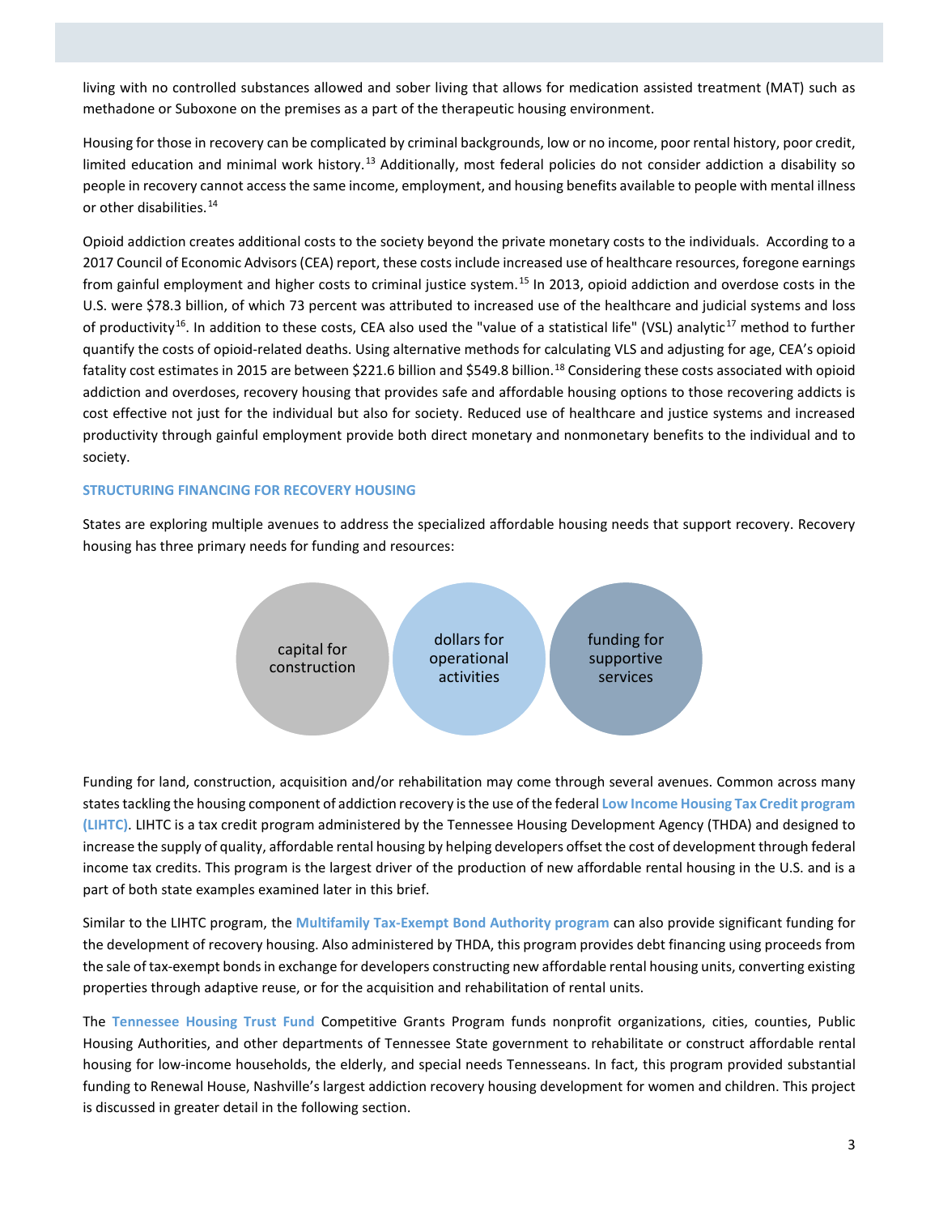living with no controlled substances allowed and sober living that allows for medication assisted treatment (MAT) such as methadone or Suboxone on the premises as a part of the therapeutic housing environment.

Housing for those in recovery can be complicated by criminal backgrounds, low or no income, poor rental history, poor credit, limited education and minimal work history.[13] Additionally, most federal policies do not consider addiction a disability so people in recovery cannot access the same income, employment, and housing benefits available to people with mental illness or other disabilities.[14]

Opioid addiction creates additional costs to the society beyond the private monetary costs to the individuals. According to a 2017 Council of Economic Advisors (CEA) report, these costs include increased use of healthcare resources, foregone earnings from gainful employment and higher costs to criminal justice system.[15] In 2013, opioid addiction and overdose costs in the U.S. were $78.3 billion, of which 73 percent was attributed to increased use of the healthcare and judicial systems and loss of productivity[16]. In addition to these costs, CEA also used the "value of a statistical life" (VSL) analytic[17] method to further quantify the costs of opioid-related deaths. Using alternative methods for calculating VLS and adjusting for age, CEA's opioid fatality cost estimates in 2015 are between $221.6 billion and $549.8 billion.[18] Considering these costs associated with opioid addiction and overdoses, recovery housing that provides safe and affordable housing options to those recovering addicts is cost effective not just for the individual but also for society. Reduced use of healthcare and justice systems and increased productivity through gainful employment provide both direct monetary and nonmonetary benefits to the individual and to society.

## STRUCTURING FINANCING FOR RECOVERY HOUSING

States are exploring multiple avenues to address the specialized affordable housing needs that support recovery. Recovery housing has three primary needs for funding and resources:

capital for construction

dollars for operational activities

funding for supportive services

Funding for land, construction, acquisition and/or rehabilitation may come through several avenues. Common across many states tackling the housing component of addiction recovery is the use of the federal **Low Income Housing Tax Credit program (LIHTC)**. LIHTC is a tax credit program administered by the Tennessee Housing Development Agency (THDA) and designed to increase the supply of quality, affordable rental housing by helping developers offset the cost of development through federal income tax credits. This program is the largest driver of the production of new affordable rental housing in the U.S. and is a part of both state examples examined later in this brief.

Similar to the LIHTC program, the **Multifamily Tax-Exempt Bond Authority program** can also provide significant funding for the development of recovery housing. Also administered by THDA, this program provides debt financing using proceeds from the sale of tax-exempt bonds in exchange for developers constructing new affordable rental housing units, converting existing properties through adaptive reuse, or for the acquisition and rehabilitation of rental units.

The **Tennessee Housing Trust Fund** Competitive Grants Program funds nonprofit organizations, cities, counties, Public Housing Authorities, and other departments of Tennessee State government to rehabilitate or construct affordable rental housing for low-income households, the elderly, and special needs Tennesseans. In fact, this program provided substantial funding to Renewal House, Nashville's largest addiction recovery housing development for women and children. This project is discussed in greater detail in the following section.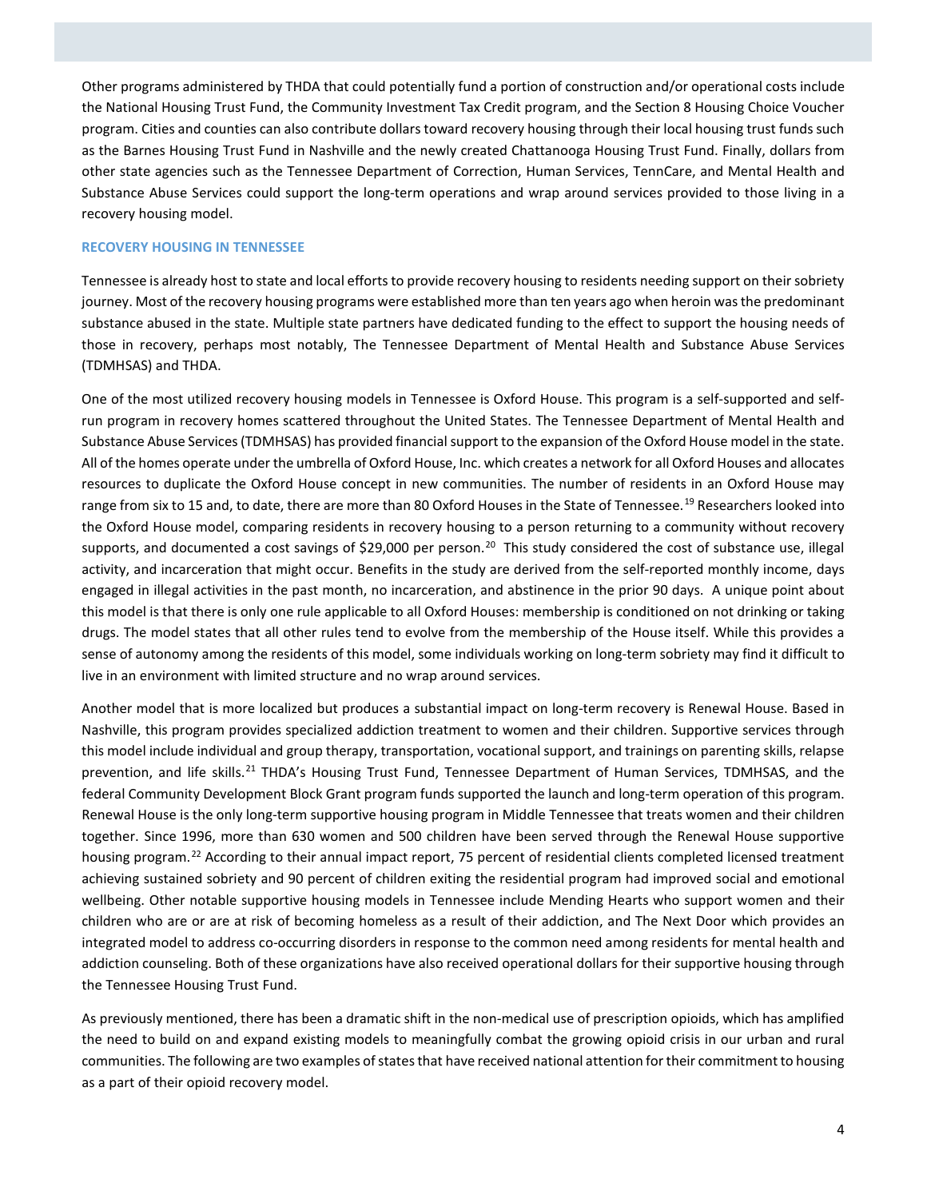Other programs administered by THDA that could potentially fund a portion of construction and/or operational costs include the National Housing Trust Fund, the Community Investment Tax Credit program, and the Section 8 Housing Choice Voucher program. Cities and counties can also contribute dollars toward recovery housing through their local housing trust funds such as the Barnes Housing Trust Fund in Nashville and the newly created Chattanooga Housing Trust Fund. Finally, dollars from other state agencies such as the Tennessee Department of Correction, Human Services, TennCare, and Mental Health and Substance Abuse Services could support the long-term operations and wrap around services provided to those living in a recovery housing model.

### RECOVERY HOUSING IN TENNESSEE

Tennessee is already host to state and local efforts to provide recovery housing to residents needing support on their sobriety journey. Most of the recovery housing programs were established more than ten years ago when heroin was the predominant substance abused in the state. Multiple state partners have dedicated funding to the effect to support the housing needs of those in recovery, perhaps most notably, The Tennessee Department of Mental Health and Substance Abuse Services (TDMHSAS) and THDA.

One of the most utilized recovery housing models in Tennessee is Oxford House. This program is a self-supported and self-run program in recovery homes scattered throughout the United States. The Tennessee Department of Mental Health and Substance Abuse Services (TDMHSAS) has provided financial support to the expansion of the Oxford House model in the state. All of the homes operate under the umbrella of Oxford House, Inc. which creates a network for all Oxford Houses and allocates resources to duplicate the Oxford House concept in new communities. The number of residents in an Oxford House may range from six to 15 and, to date, there are more than 80 Oxford Houses in the State of Tennessee.[19] Researchers looked into the Oxford House model, comparing residents in recovery housing to a person returning to a community without recovery supports, and documented a cost savings of $29,000 per person.[20] This study considered the cost of substance use, illegal activity, and incarceration that might occur. Benefits in the study are derived from the self-reported monthly income, days engaged in illegal activities in the past month, no incarceration, and abstinence in the prior 90 days. A unique point about this model is that there is only one rule applicable to all Oxford Houses: membership is conditioned on not drinking or taking drugs. The model states that all other rules tend to evolve from the membership of the House itself. While this provides a sense of autonomy among the residents of this model, some individuals working on long-term sobriety may find it difficult to live in an environment with limited structure and no wrap around services.

Another model that is more localized but produces a substantial impact on long-term recovery is Renewal House. Based in Nashville, this program provides specialized addiction treatment to women and their children. Supportive services through this model include individual and group therapy, transportation, vocational support, and trainings on parenting skills, relapse prevention, and life skills.[21] THDA's Housing Trust Fund, Tennessee Department of Human Services, TDMHSAS, and the federal Community Development Block Grant program funds supported the launch and long-term operation of this program. Renewal House is the only long-term supportive housing program in Middle Tennessee that treats women and their children together. Since 1996, more than 630 women and 500 children have been served through the Renewal House supportive housing program.[22] According to their annual impact report, 75 percent of residential clients completed licensed treatment achieving sustained sobriety and 90 percent of children exiting the residential program had improved social and emotional wellbeing. Other notable supportive housing models in Tennessee include Mending Hearts who support women and their children who are or are at risk of becoming homeless as a result of their addiction, and The Next Door which provides an integrated model to address co-occurring disorders in response to the common need among residents for mental health and addiction counseling. Both of these organizations have also received operational dollars for their supportive housing through the Tennessee Housing Trust Fund.

As previously mentioned, there has been a dramatic shift in the non-medical use of prescription opioids, which has amplified the need to build on and expand existing models to meaningfully combat the growing opioid crisis in our urban and rural communities. The following are two examples of states that have received national attention for their commitment to housing as a part of their opioid recovery model.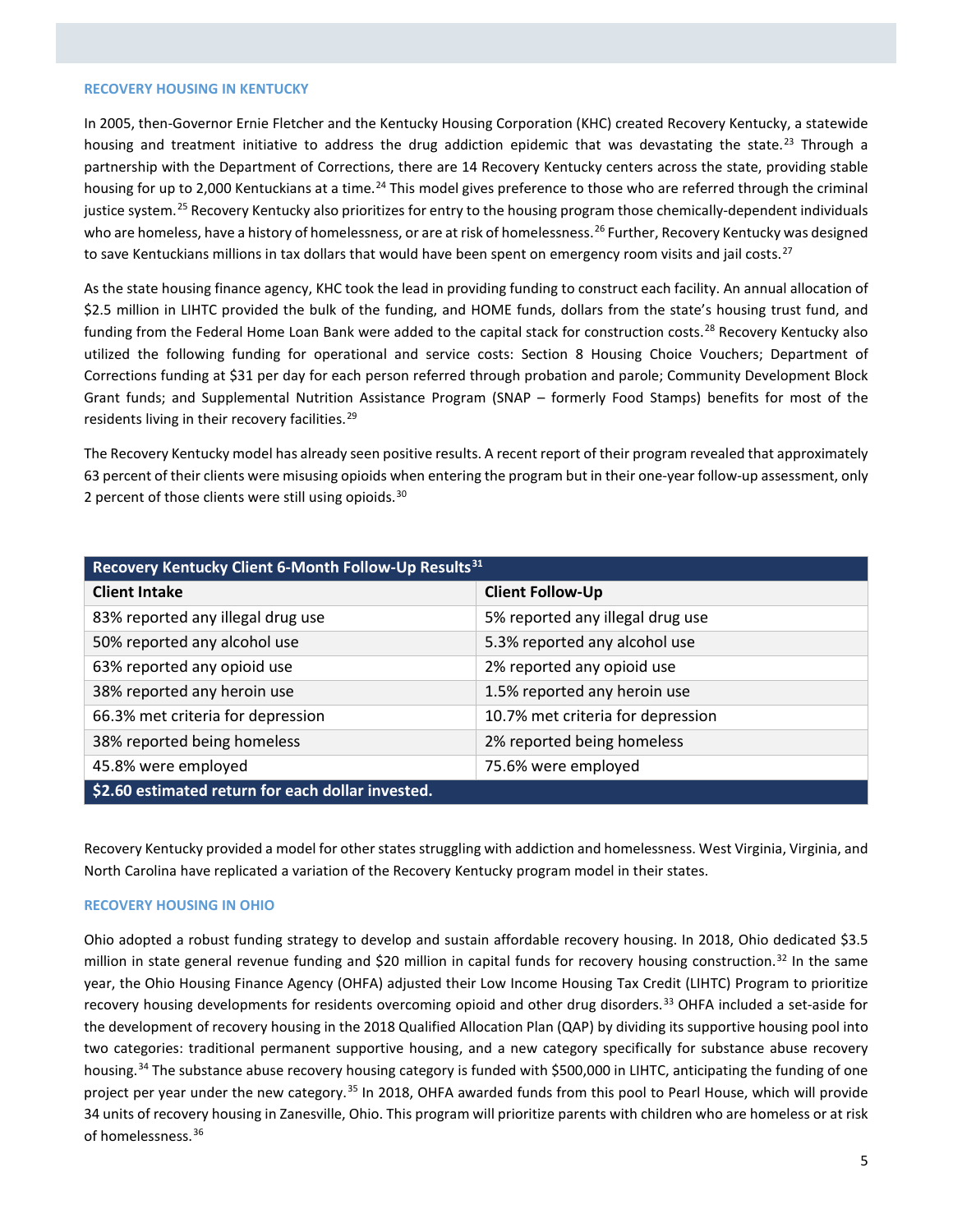### RECOVERY HOUSING IN KENTUCKY

In 2005, then-Governor Ernie Fletcher and the Kentucky Housing Corporation (KHC) created Recovery Kentucky, a statewide housing and treatment initiative to address the drug addiction epidemic that was devastating the state.[23] Through a partnership with the Department of Corrections, there are 14 Recovery Kentucky centers across the state, providing stable housing for up to 2,000 Kentuckians at a time.[24] This model gives preference to those who are referred through the criminal justice system.[25] Recovery Kentucky also prioritizes for entry to the housing program those chemically-dependent individuals who are homeless, have a history of homelessness, or are at risk of homelessness.[26] Further, Recovery Kentucky was designed to save Kentuckians millions in tax dollars that would have been spent on emergency room visits and jail costs.[27]

As the state housing finance agency, KHC took the lead in providing funding to construct each facility. An annual allocation of $2.5 million in LIHTC provided the bulk of the funding, and HOME funds, dollars from the state's housing trust fund, and funding from the Federal Home Loan Bank were added to the capital stack for construction costs.[28] Recovery Kentucky also utilized the following funding for operational and service costs: Section 8 Housing Choice Vouchers; Department of Corrections funding at $31 per day for each person referred through probation and parole; Community Development Block Grant funds; and Supplemental Nutrition Assistance Program (SNAP – formerly Food Stamps) benefits for most of the residents living in their recovery facilities.[29]

The Recovery Kentucky model has already seen positive results. A recent report of their program revealed that approximately 63 percent of their clients were misusing opioids when entering the program but in their one-year follow-up assessment, only 2 percent of those clients were still using opioids.[30]

| Recovery Kentucky Client 6-Month Follow-Up Results[31] | |
|---|---|
| **Client Intake** | **Client Follow-Up** |
| 83% reported any illegal drug use | 5% reported any illegal drug use |
| 50% reported any alcohol use | 5.3% reported any alcohol use |
| 63% reported any opioid use | 2% reported any opioid use |
| 38% reported any heroin use | 1.5% reported any heroin use |
| 66.3% met criteria for depression | 10.7% met criteria for depression |
| 38% reported being homeless | 2% reported being homeless |
| 45.8% were employed | 75.6% were employed |
| **$2.60 estimated return for each dollar invested.** | |

Recovery Kentucky provided a model for other states struggling with addiction and homelessness. West Virginia, Virginia, and North Carolina have replicated a variation of the Recovery Kentucky program model in their states.

### RECOVERY HOUSING IN OHIO

Ohio adopted a robust funding strategy to develop and sustain affordable recovery housing. In 2018, Ohio dedicated $3.5 million in state general revenue funding and $20 million in capital funds for recovery housing construction.[32] In the same year, the Ohio Housing Finance Agency (OHFA) adjusted their Low Income Housing Tax Credit (LIHTC) Program to prioritize recovery housing developments for residents overcoming opioid and other drug disorders.[33] OHFA included a set-aside for the development of recovery housing in the 2018 Qualified Allocation Plan (QAP) by dividing its supportive housing pool into two categories: traditional permanent supportive housing, and a new category specifically for substance abuse recovery housing.[34] The substance abuse recovery housing category is funded with $500,000 in LIHTC, anticipating the funding of one project per year under the new category.[35] In 2018, OHFA awarded funds from this pool to Pearl House, which will provide 34 units of recovery housing in Zanesville, Ohio. This program will prioritize parents with children who are homeless or at risk of homelessness.[36]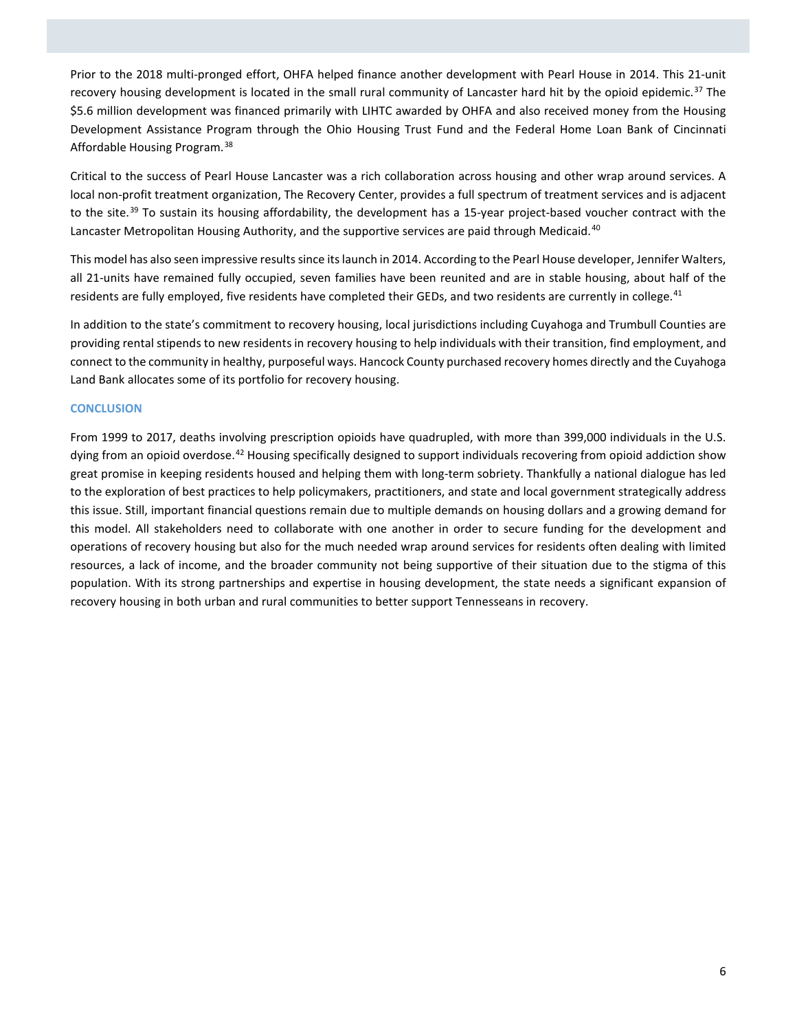Prior to the 2018 multi-pronged effort, OHFA helped finance another development with Pearl House in 2014. This 21-unit recovery housing development is located in the small rural community of Lancaster hard hit by the opioid epidemic.[37] The $5.6 million development was financed primarily with LIHTC awarded by OHFA and also received money from the Housing Development Assistance Program through the Ohio Housing Trust Fund and the Federal Home Loan Bank of Cincinnati Affordable Housing Program.[38]

Critical to the success of Pearl House Lancaster was a rich collaboration across housing and other wrap around services. A local non-profit treatment organization, The Recovery Center, provides a full spectrum of treatment services and is adjacent to the site.[39] To sustain its housing affordability, the development has a 15-year project-based voucher contract with the Lancaster Metropolitan Housing Authority, and the supportive services are paid through Medicaid.[40]

This model has also seen impressive results since its launch in 2014. According to the Pearl House developer, Jennifer Walters, all 21-units have remained fully occupied, seven families have been reunited and are in stable housing, about half of the residents are fully employed, five residents have completed their GEDs, and two residents are currently in college.[41]

In addition to the state's commitment to recovery housing, local jurisdictions including Cuyahoga and Trumbull Counties are providing rental stipends to new residents in recovery housing to help individuals with their transition, find employment, and connect to the community in healthy, purposeful ways. Hancock County purchased recovery homes directly and the Cuyahoga Land Bank allocates some of its portfolio for recovery housing.

## CONCLUSION

From 1999 to 2017, deaths involving prescription opioids have quadrupled, with more than 399,000 individuals in the U.S. dying from an opioid overdose.[42] Housing specifically designed to support individuals recovering from opioid addiction show great promise in keeping residents housed and helping them with long-term sobriety. Thankfully a national dialogue has led to the exploration of best practices to help policymakers, practitioners, and state and local government strategically address this issue. Still, important financial questions remain due to multiple demands on housing dollars and a growing demand for this model. All stakeholders need to collaborate with one another in order to secure funding for the development and operations of recovery housing but also for the much needed wrap around services for residents often dealing with limited resources, a lack of income, and the broader community not being supportive of their situation due to the stigma of this population. With its strong partnerships and expertise in housing development, the state needs a significant expansion of recovery housing in both urban and rural communities to better support Tennesseans in recovery.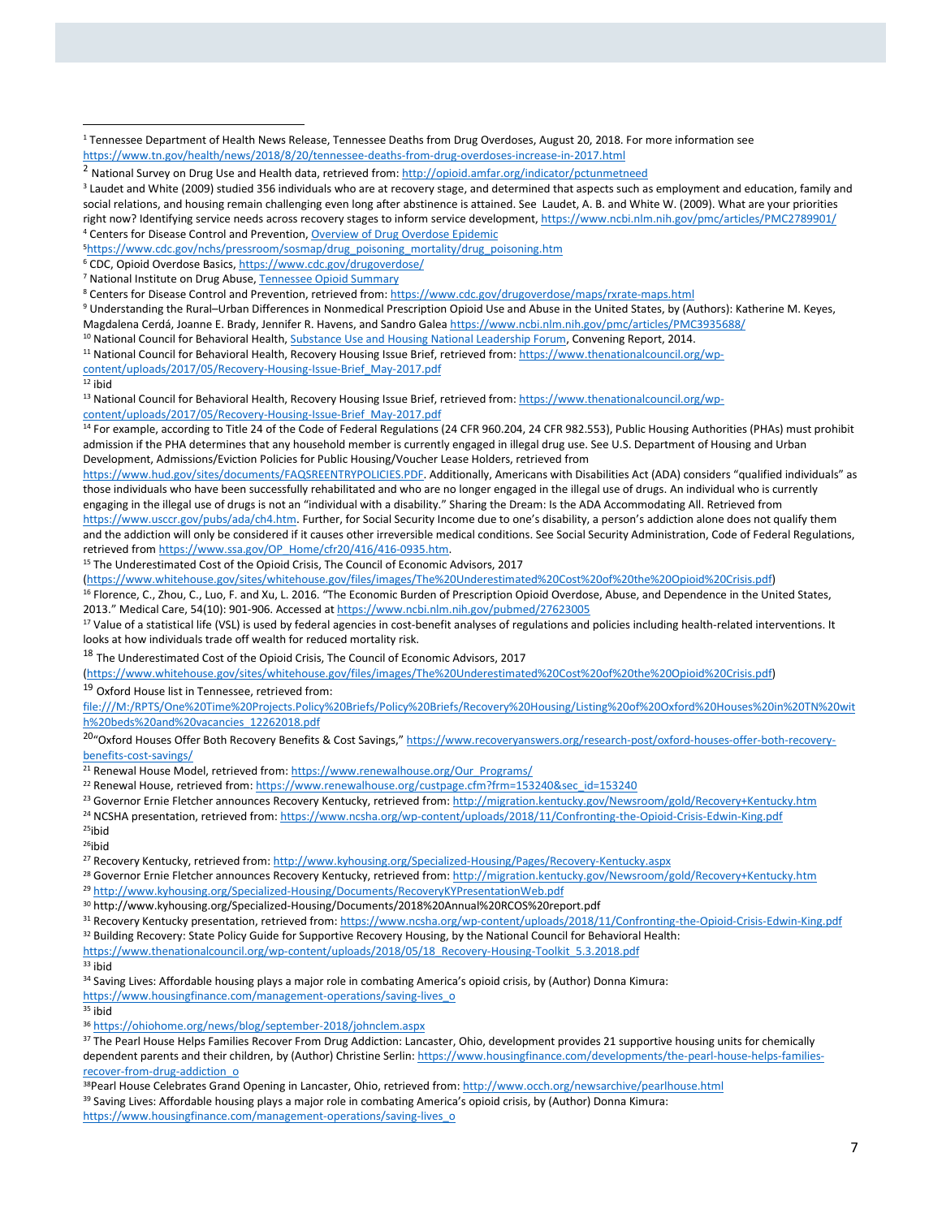[1] Tennessee Department of Health News Release, Tennessee Deaths from Drug Overdoses, August 20, 2018. For more information see https://www.tn.gov/health/news/2018/8/20/tennessee-deaths-from-drug-overdoses-increase-in-2017.html

[2] National Survey on Drug Use and Health data, retrieved from: http://opioid.amfar.org/indicator/pctunmetneed

[3] Laudet and White (2009) studied 356 individuals who are at recovery stage, and determined that aspects such as employment and education, family and social relations, and housing remain challenging even long after abstinence is attained. See Laudet, A. B. and White W. (2009). What are your priorities right now? Identifying service needs across recovery stages to inform service development, https://www.ncbi.nlm.nih.gov/pmc/articles/PMC2789901/

[4] Centers for Disease Control and Prevention, Overview of Drug Overdose Epidemic

[5] https://www.cdc.gov/nchs/pressroom/sosmap/drug_poisoning_mortality/drug_poisoning.htm

[6] CDC, Opioid Overdose Basics, https://www.cdc.gov/drugoverdose/

[7] National Institute on Drug Abuse, Tennessee Opioid Summary

[8] Centers for Disease Control and Prevention, retrieved from: https://www.cdc.gov/drugoverdose/maps/rxrate-maps.html

[9] Understanding the Rural–Urban Differences in Nonmedical Prescription Opioid Use and Abuse in the United States, by (Authors): Katherine M. Keyes, Magdalena Cerdá, Joanne E. Brady, Jennifer R. Havens, and Sandro Galea https://www.ncbi.nlm.nih.gov/pmc/articles/PMC3935688/

[10] National Council for Behavioral Health, Substance Use and Housing National Leadership Forum, Convening Report, 2014.

[11] National Council for Behavioral Health, Recovery Housing Issue Brief, retrieved from: https://www.thenationalcouncil.org/wp-content/uploads/2017/05/Recovery-Housing-Issue-Brief_May-2017.pdf

[12] ibid

[13] National Council for Behavioral Health, Recovery Housing Issue Brief, retrieved from: https://www.thenationalcouncil.org/wp-content/uploads/2017/05/Recovery-Housing-Issue-Brief_May-2017.pdf

[14] For example, according to Title 24 of the Code of Federal Regulations (24 CFR 960.204, 24 CFR 982.553), Public Housing Authorities (PHAs) must prohibit admission if the PHA determines that any household member is currently engaged in illegal drug use. See U.S. Department of Housing and Urban Development, Admissions/Eviction Policies for Public Housing/Voucher Lease Holders, retrieved from https://www.hud.gov/sites/documents/FAQSREENTRYPOLICIES.PDF. Additionally, Americans with Disabilities Act (ADA) considers "qualified individuals" as those individuals who have been successfully rehabilitated and who are no longer engaged in the illegal use of drugs. An individual who is currently engaging in the illegal use of drugs is not an "individual with a disability." Sharing the Dream: Is the ADA Accommodating All. Retrieved from https://www.usccr.gov/pubs/ada/ch4.htm. Further, for Social Security Income due to one's disability, a person's addiction alone does not qualify them and the addiction will only be considered if it causes other irreversible medical conditions. See Social Security Administration, Code of Federal Regulations, retrieved from https://www.ssa.gov/OP_Home/cfr20/416/416-0935.htm.

[15] The Underestimated Cost of the Opioid Crisis, The Council of Economic Advisors, 2017 (https://www.whitehouse.gov/sites/whitehouse.gov/files/images/The%20Underestimated%20Cost%20of%20the%20Opioid%20Crisis.pdf)

[16] Florence, C., Zhou, C., Luo, F. and Xu, L. 2016. "The Economic Burden of Prescription Opioid Overdose, Abuse, and Dependence in the United States, 2013." Medical Care, 54(10): 901-906. Accessed at https://www.ncbi.nlm.nih.gov/pubmed/27623005

[17] Value of a statistical life (VSL) is used by federal agencies in cost-benefit analyses of regulations and policies including health-related interventions. It looks at how individuals trade off wealth for reduced mortality risk.

[18] The Underestimated Cost of the Opioid Crisis, The Council of Economic Advisors, 2017 (https://www.whitehouse.gov/sites/whitehouse.gov/files/images/The%20Underestimated%20Cost%20of%20the%20Opioid%20Crisis.pdf)

[19] Oxford House list in Tennessee, retrieved from: file:///M:/RPTS/One%20Time%20Projects.Policy%20Briefs/Policy%20Briefs/Recovery%20Housing/Listing%20of%20Oxford%20Houses%20in%20TN%20with%20beds%20and%20vacancies_12262018.pdf

[20] "Oxford Houses Offer Both Recovery Benefits & Cost Savings," https://www.recoveryanswers.org/research-post/oxford-houses-offer-both-recovery-benefits-cost-savings/

[21] Renewal House Model, retrieved from: https://www.renewalhouse.org/Our_Programs/

[22] Renewal House, retrieved from: https://www.renewalhouse.org/custpage.cfm?frm=153240&sec_id=153240

[23] Governor Ernie Fletcher announces Recovery Kentucky, retrieved from: http://migration.kentucky.gov/Newsroom/gold/Recovery+Kentucky.htm

[24] NCSHA presentation, retrieved from: https://www.ncsha.org/wp-content/uploads/2018/11/Confronting-the-Opioid-Crisis-Edwin-King.pdf

[25] ibid

[26] ibid

[27] Recovery Kentucky, retrieved from: http://www.kyhousing.org/Specialized-Housing/Pages/Recovery-Kentucky.aspx

[28] Governor Ernie Fletcher announces Recovery Kentucky, retrieved from: http://migration.kentucky.gov/Newsroom/gold/Recovery+Kentucky.htm

[29] http://www.kyhousing.org/Specialized-Housing/Documents/RecoveryKYPresentationWeb.pdf

[30] http://www.kyhousing.org/Specialized-Housing/Documents/2018%20Annual%20RCOS%20report.pdf

[31] Recovery Kentucky presentation, retrieved from: https://www.ncsha.org/wp-content/uploads/2018/11/Confronting-the-Opioid-Crisis-Edwin-King.pdf

[32] Building Recovery: State Policy Guide for Supportive Recovery Housing, by the National Council for Behavioral Health: https://www.thenationalcouncil.org/wp-content/uploads/2018/05/18_Recovery-Housing-Toolkit_5.3.2018.pdf

[33] ibid

[34] Saving Lives: Affordable housing plays a major role in combating America's opioid crisis, by (Author) Donna Kimura: https://www.housingfinance.com/management-operations/saving-lives_o

[35] ibid

[36] https://ohiohome.org/news/blog/september-2018/johnclem.aspx

[37] The Pearl House Helps Families Recover From Drug Addiction: Lancaster, Ohio, development provides 21 supportive housing units for chemically dependent parents and their children, by (Author) Christine Serlin: https://www.housingfinance.com/developments/the-pearl-house-helps-families-recover-from-drug-addiction_o

[38] Pearl House Celebrates Grand Opening in Lancaster, Ohio, retrieved from: http://www.occh.org/newsarchive/pearlhouse.html

[39] Saving Lives: Affordable housing plays a major role in combating America's opioid crisis, by (Author) Donna Kimura: https://www.housingfinance.com/management-operations/saving-lives_o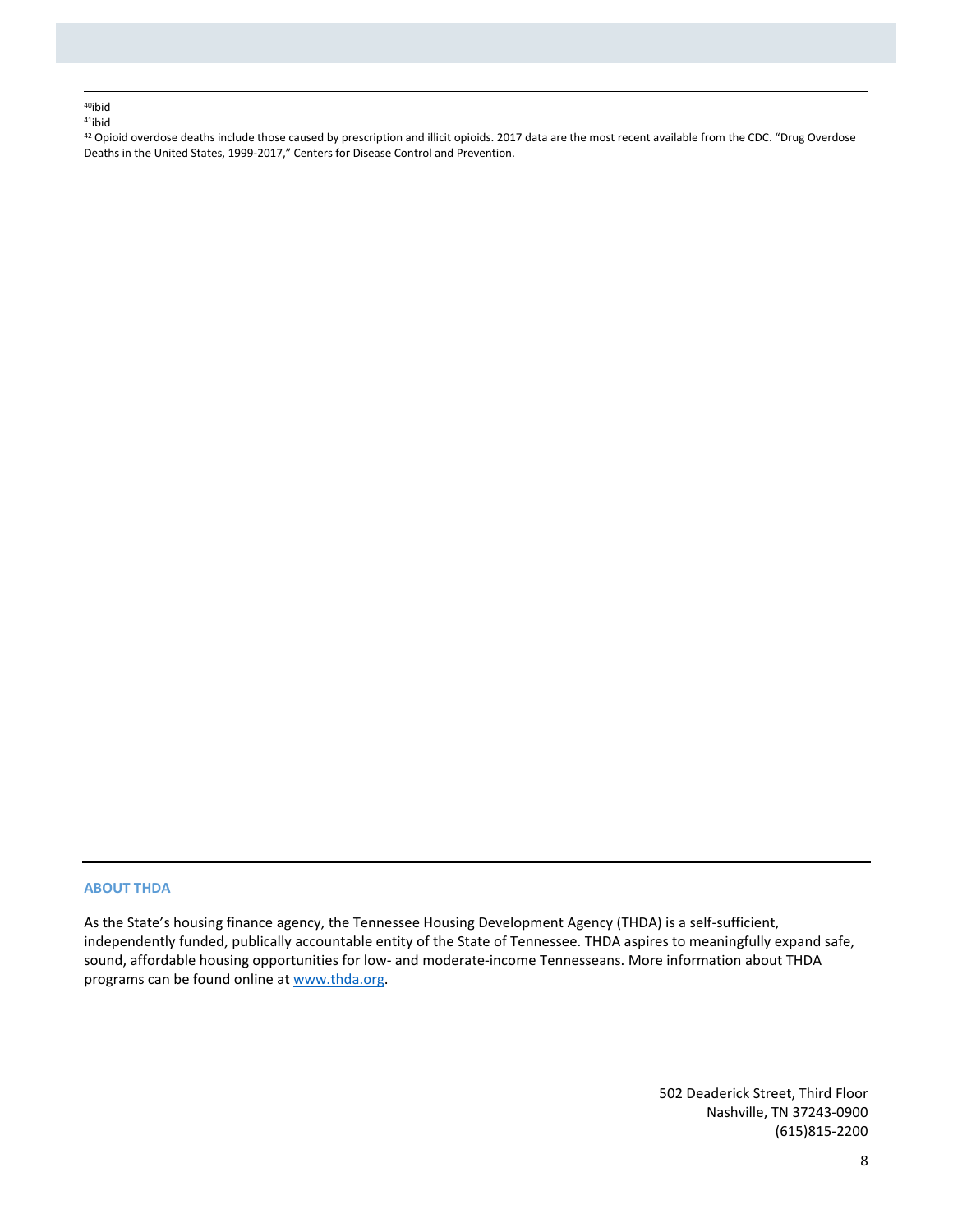[40]ibid

[41]ibid

[42] Opioid overdose deaths include those caused by prescription and illicit opioids. 2017 data are the most recent available from the CDC. "Drug Overdose Deaths in the United States, 1999-2017," Centers for Disease Control and Prevention.

---

**ABOUT THDA**

As the State's housing finance agency, the Tennessee Housing Development Agency (THDA) is a self-sufficient, independently funded, publically accountable entity of the State of Tennessee. THDA aspires to meaningfully expand safe, sound, affordable housing opportunities for low- and moderate-income Tennesseans. More information about THDA programs can be found online at [www.thda.org](http://www.thda.org).

502 Deaderick Street, Third Floor
Nashville, TN 37243-0900
(615)815-2200